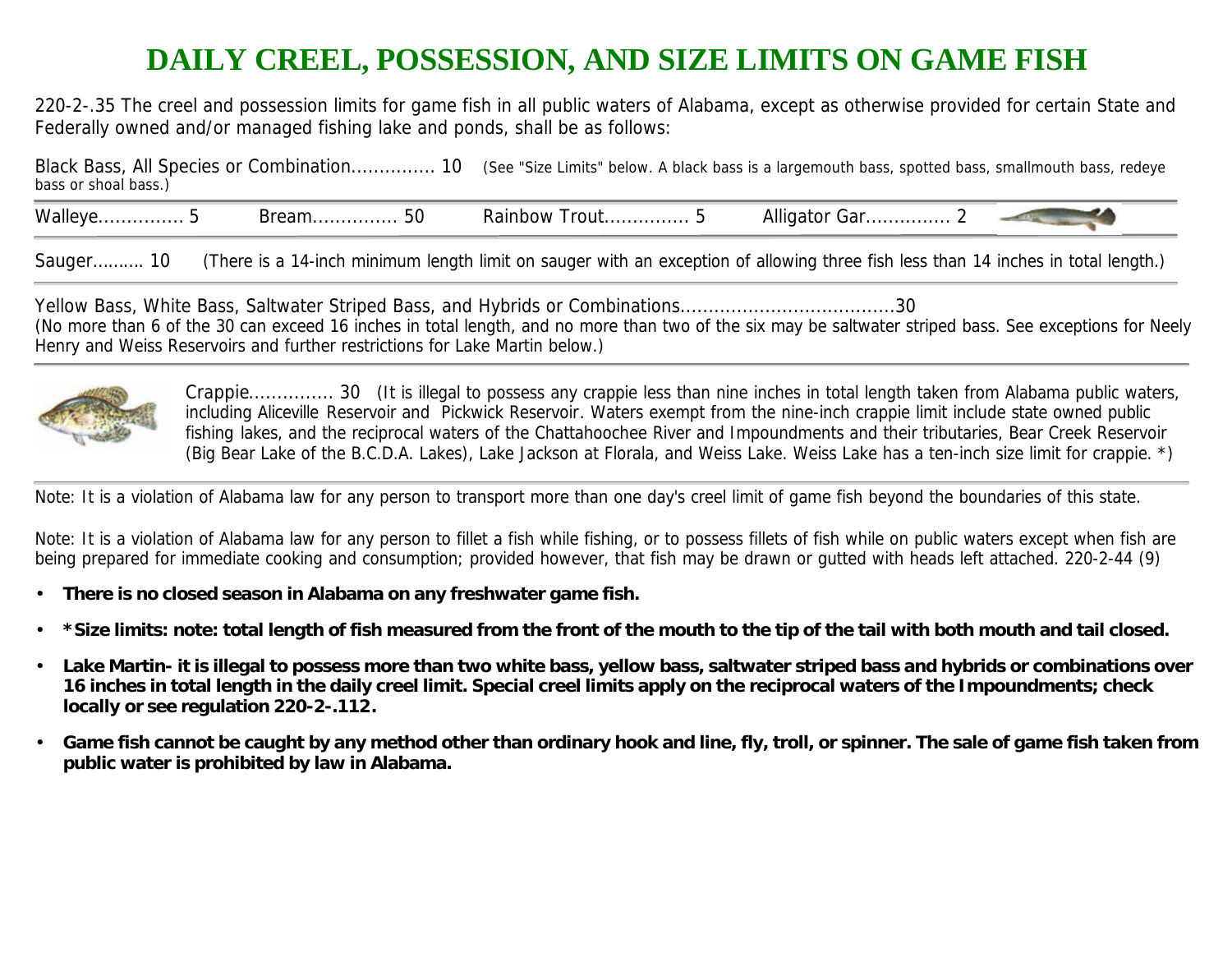# DAILY CREEL, POSSESSION, AND SIZE LIMITS ON GAME FISH

220-2-.35 The creel and possession limits for game fish in all public waters of Alabama, except as otherwise provided for certain State and Federally owned and/or managed fishing lake and ponds, shall be as follows:

Black Bass, All Species or Combination............... 10 (See "Size Limits" below. A black bass is a largemouth bass, spotted bass, smallmouth bass, redeye bass or shoal bass.)

Walleye............... 5 Bream............... 50 Rainbow Trout............... 5 Alligator Gar............... 2

Sauger.......... 10 (There is a 14-inch minimum length limit on sauger with an exception of allowing three fish less than 14 inches in total length.)

Yellow Bass, White Bass, Saltwater Striped Bass, and Hybrids or Combinations......................................30
(No more than 6 of the 30 can exceed 16 inches in total length, and no more than two of the six may be saltwater striped bass. See exceptions for Neely Henry and Weiss Reservoirs and further restrictions for Lake Martin below.)

Crappie............... 30 (It is illegal to possess any crappie less than nine inches in total length taken from Alabama public waters, including Aliceville Reservoir and Pickwick Reservoir. Waters exempt from the nine-inch crappie limit include state owned public fishing lakes, and the reciprocal waters of the Chattahoochee River and Impoundments and their tributaries, Bear Creek Reservoir (Big Bear Lake of the B.C.D.A. Lakes), Lake Jackson at Florala, and Weiss Lake. Weiss Lake has a ten-inch size limit for crappie. *)

Note: It is a violation of Alabama law for any person to transport more than one day's creel limit of game fish beyond the boundaries of this state.

Note: It is a violation of Alabama law for any person to fillet a fish while fishing, or to possess fillets of fish while on public waters except when fish are being prepared for immediate cooking and consumption; provided however, that fish may be drawn or gutted with heads left attached. 220-2-44 (9)

- **There is no closed season in Alabama on any freshwater game fish.**
- **\*Size limits: note: total length of fish measured from the front of the mouth to the tip of the tail with both mouth and tail closed.**
- **Lake Martin- it is illegal to possess more than two white bass, yellow bass, saltwater striped bass and hybrids or combinations over 16 inches in total length in the daily creel limit. Special creel limits apply on the reciprocal waters of the Impoundments; check locally or see regulation 220-2-.112.**
- **Game fish cannot be caught by any method other than ordinary hook and line, fly, troll, or spinner. The sale of game fish taken from public water is prohibited by law in Alabama.**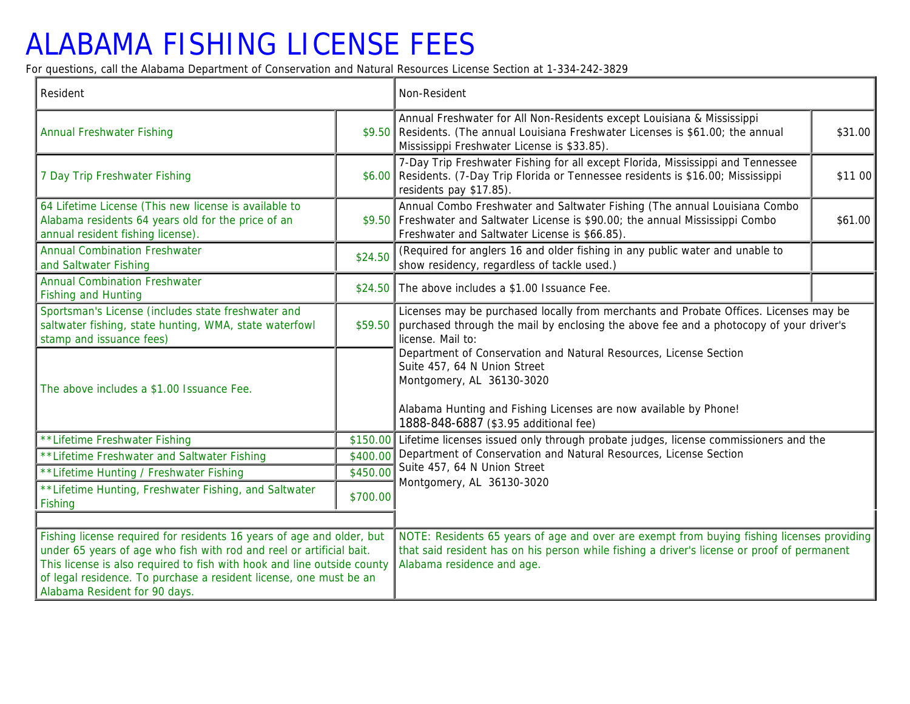# ALABAMA FISHING LICENSE FEES

For questions, call the Alabama Department of Conservation and Natural Resources License Section at 1-334-242-3829

| Resident | | Non-Resident | |
|---|---|---|---|
| Annual Freshwater Fishing | $9.50 | Annual Freshwater for All Non-Residents except Louisiana & Mississippi Residents. (The annual Louisiana Freshwater Licenses is $61.00; the annual Mississippi Freshwater License is $33.85). | $31.00 |
| 7 Day Trip Freshwater Fishing | $6.00 | 7-Day Trip Freshwater Fishing for all except Florida, Mississippi and Tennessee Residents. (7-Day Trip Florida or Tennessee residents is $16.00; Mississippi residents pay $17.85). | $11 00 |
| 64 Lifetime License (This new license is available to Alabama residents 64 years old for the price of an annual resident fishing license). | $9.50 | Annual Combo Freshwater and Saltwater Fishing (The annual Louisiana Combo Freshwater and Saltwater License is $90.00; the annual Mississippi Combo Freshwater and Saltwater License is $66.85). | $61.00 |
| Annual Combination Freshwater and Saltwater Fishing | $24.50 | (Required for anglers 16 and older fishing in any public water and unable to show residency, regardless of tackle used.) | |
| Annual Combination Freshwater Fishing and Hunting | $24.50 | The above includes a $1.00 Issuance Fee. | |
| Sportsman's License (includes state freshwater and saltwater fishing, state hunting, WMA, state waterfowl stamp and issuance fees) | $59.50 | Licenses may be purchased locally from merchants and Probate Offices. Licenses may be purchased through the mail by enclosing the above fee and a photocopy of your driver's license. Mail to: Department of Conservation and Natural Resources, License Section Suite 457, 64 N Union Street Montgomery, AL 36130-3020 Alabama Hunting and Fishing Licenses are now available by Phone! 1888-848-6887 ($3.95 additional fee) | |
| The above includes a $1.00 Issuance Fee. | | | |
| **Lifetime Freshwater Fishing | $150.00 | Lifetime licenses issued only through probate judges, license commissioners and the Department of Conservation and Natural Resources, License Section Suite 457, 64 N Union Street Montgomery, AL 36130-3020 | |
| **Lifetime Freshwater and Saltwater Fishing | $400.00 | | |
| **Lifetime Hunting / Freshwater Fishing | $450.00 | | |
| **Lifetime Hunting, Freshwater Fishing, and Saltwater Fishing | $700.00 | | |
| Fishing license required for residents 16 years of age and older, but under 65 years of age who fish with rod and reel or artificial bait. This license is also required to fish with hook and line outside county of legal residence. To purchase a resident license, one must be an Alabama Resident for 90 days. | | NOTE: Residents 65 years of age and over are exempt from buying fishing licenses providing that said resident has on his person while fishing a driver's license or proof of permanent Alabama residence and age. | |